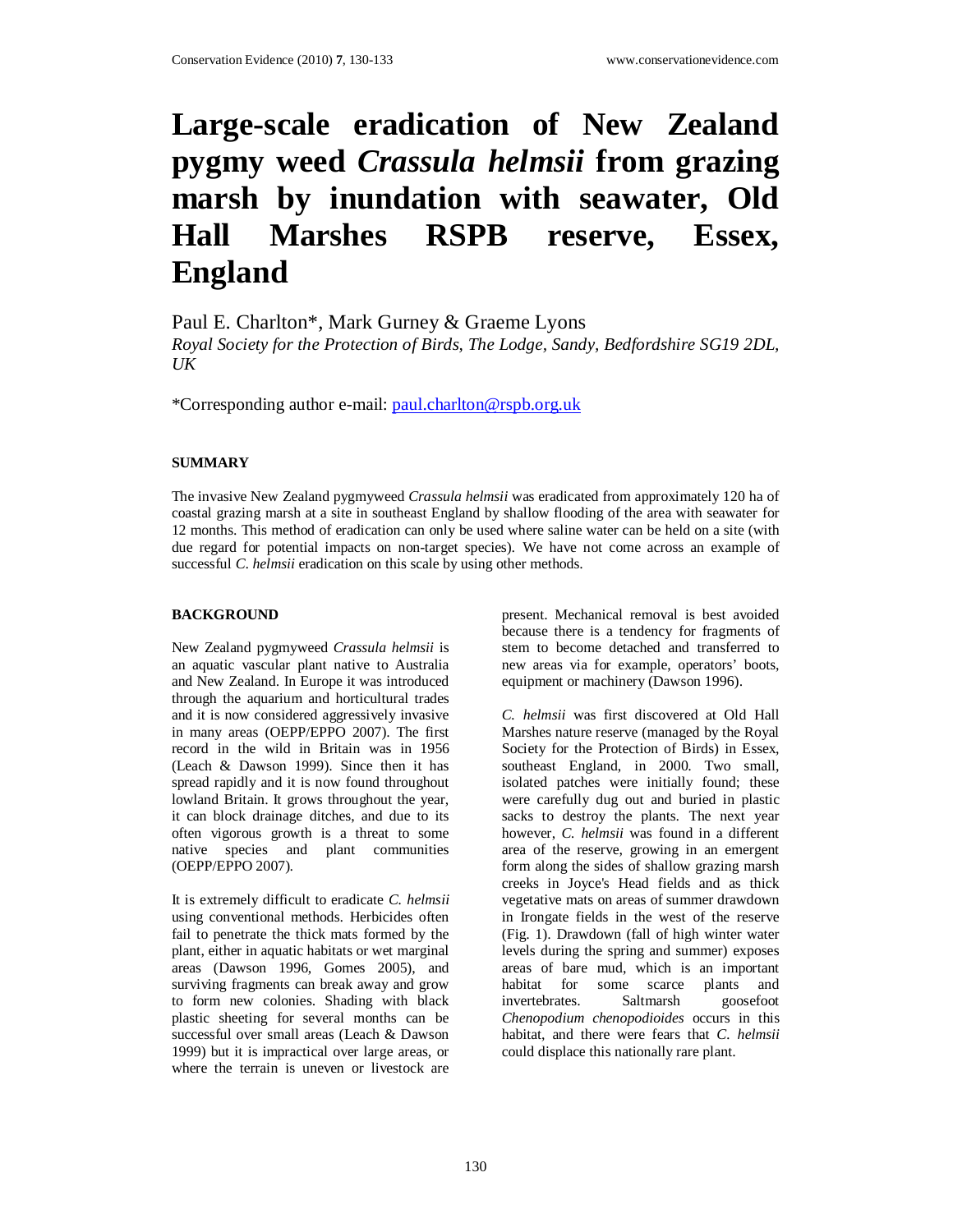# Large-scale eradication of New Zealand pygmy weed *Crassula helmsii* from grazing marsh by inundation with seawater, Old Hall Marshes RSPB reserve, Essex, England

Paul E. Charlton*, Mark Gurney & Graeme Lyons

*Royal Society for the Protection of Birds, The Lodge, Sandy, Bedfordshire SG19 2DL, UK*

*Corresponding author e-mail: paul.charlton@rspb.org.uk

## SUMMARY

The invasive New Zealand pygmyweed *Crassula helmsii* was eradicated from approximately 120 ha of coastal grazing marsh at a site in southeast England by shallow flooding of the area with seawater for 12 months. This method of eradication can only be used where saline water can be held on a site (with due regard for potential impacts on non-target species). We have not come across an example of successful *C. helmsii* eradication on this scale by using other methods.

## BACKGROUND

New Zealand pygmyweed *Crassula helmsii* is an aquatic vascular plant native to Australia and New Zealand. In Europe it was introduced through the aquarium and horticultural trades and it is now considered aggressively invasive in many areas (OEPP/EPPO 2007). The first record in the wild in Britain was in 1956 (Leach & Dawson 1999). Since then it has spread rapidly and it is now found throughout lowland Britain. It grows throughout the year, it can block drainage ditches, and due to its often vigorous growth is a threat to some native species and plant communities (OEPP/EPPO 2007).

It is extremely difficult to eradicate *C. helmsii* using conventional methods. Herbicides often fail to penetrate the thick mats formed by the plant, either in aquatic habitats or wet marginal areas (Dawson 1996, Gomes 2005), and surviving fragments can break away and grow to form new colonies. Shading with black plastic sheeting for several months can be successful over small areas (Leach & Dawson 1999) but it is impractical over large areas, or where the terrain is uneven or livestock are present. Mechanical removal is best avoided because there is a tendency for fragments of stem to become detached and transferred to new areas via for example, operators' boots, equipment or machinery (Dawson 1996).

*C. helmsii* was first discovered at Old Hall Marshes nature reserve (managed by the Royal Society for the Protection of Birds) in Essex, southeast England, in 2000. Two small, isolated patches were initially found; these were carefully dug out and buried in plastic sacks to destroy the plants. The next year however, *C. helmsii* was found in a different area of the reserve, growing in an emergent form along the sides of shallow grazing marsh creeks in Joyce's Head fields and as thick vegetative mats on areas of summer drawdown in Irongate fields in the west of the reserve (Fig. 1). Drawdown (fall of high winter water levels during the spring and summer) exposes areas of bare mud, which is an important habitat for some scarce plants and invertebrates. Saltmarsh goosefoot *Chenopodium chenopodioides* occurs in this habitat, and there were fears that *C. helmsii* could displace this nationally rare plant.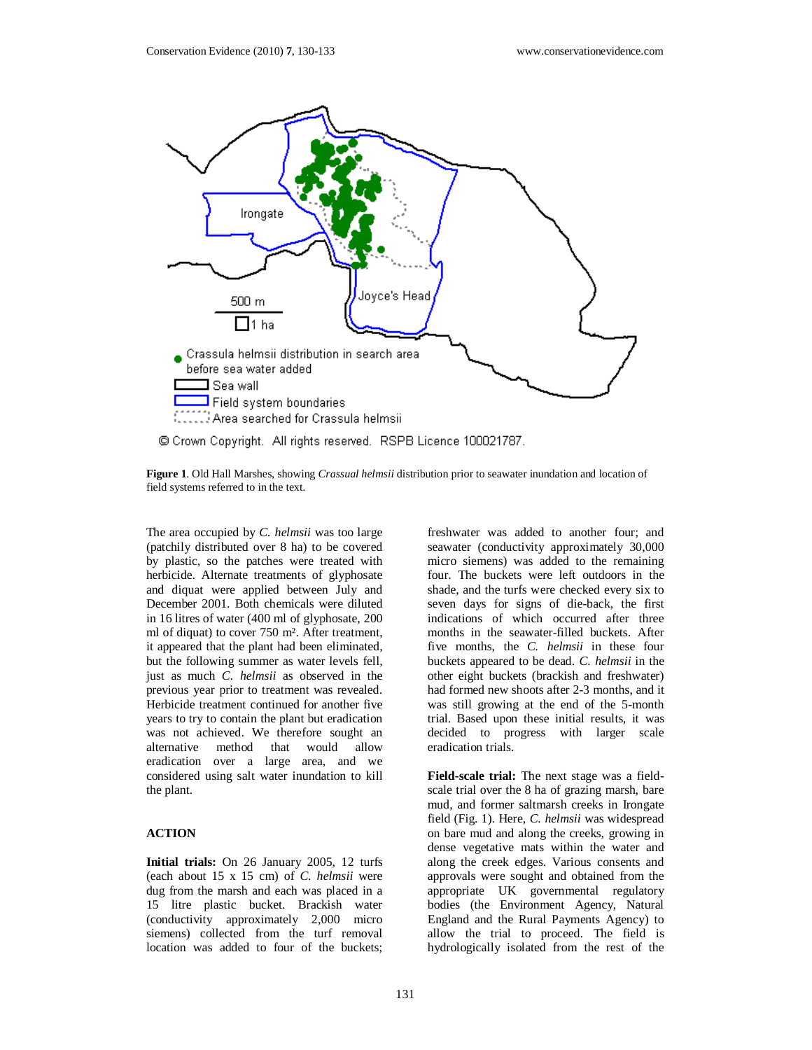**Figure 1**. Old Hall Marshes, showing *Crassual helmsii* distribution prior to seawater inundation and location of field systems referred to in the text.

The area occupied by *C. helmsii* was too large (patchily distributed over 8 ha) to be covered by plastic, so the patches were treated with herbicide. Alternate treatments of glyphosate and diquat were applied between July and December 2001. Both chemicals were diluted in 16 litres of water (400 ml of glyphosate, 200 ml of diquat) to cover 750 m². After treatment, it appeared that the plant had been eliminated, but the following summer as water levels fell, just as much *C. helmsii* as observed in the previous year prior to treatment was revealed. Herbicide treatment continued for another five years to try to contain the plant but eradication was not achieved. We therefore sought an alternative method that would allow eradication over a large area, and we considered using salt water inundation to kill the plant.

## ACTION

**Initial trials:** On 26 January 2005, 12 turfs (each about 15 x 15 cm) of *C. helmsii* were dug from the marsh and each was placed in a 15 litre plastic bucket. Brackish water (conductivity approximately 2,000 micro siemens) collected from the turf removal location was added to four of the buckets; freshwater was added to another four; and seawater (conductivity approximately 30,000 micro siemens) was added to the remaining four. The buckets were left outdoors in the shade, and the turfs were checked every six to seven days for signs of die-back, the first indications of which occurred after three months in the seawater-filled buckets. After five months, the *C. helmsii* in these four buckets appeared to be dead. *C. helmsii* in the other eight buckets (brackish and freshwater) had formed new shoots after 2-3 months, and it was still growing at the end of the 5-month trial. Based upon these initial results, it was decided to progress with larger scale eradication trials.

**Field-scale trial:** The next stage was a field-scale trial over the 8 ha of grazing marsh, bare mud, and former saltmarsh creeks in Irongate field (Fig. 1). Here, *C. helmsii* was widespread on bare mud and along the creeks, growing in dense vegetative mats within the water and along the creek edges. Various consents and approvals were sought and obtained from the appropriate UK governmental regulatory bodies (the Environment Agency, Natural England and the Rural Payments Agency) to allow the trial to proceed. The field is hydrologically isolated from the rest of the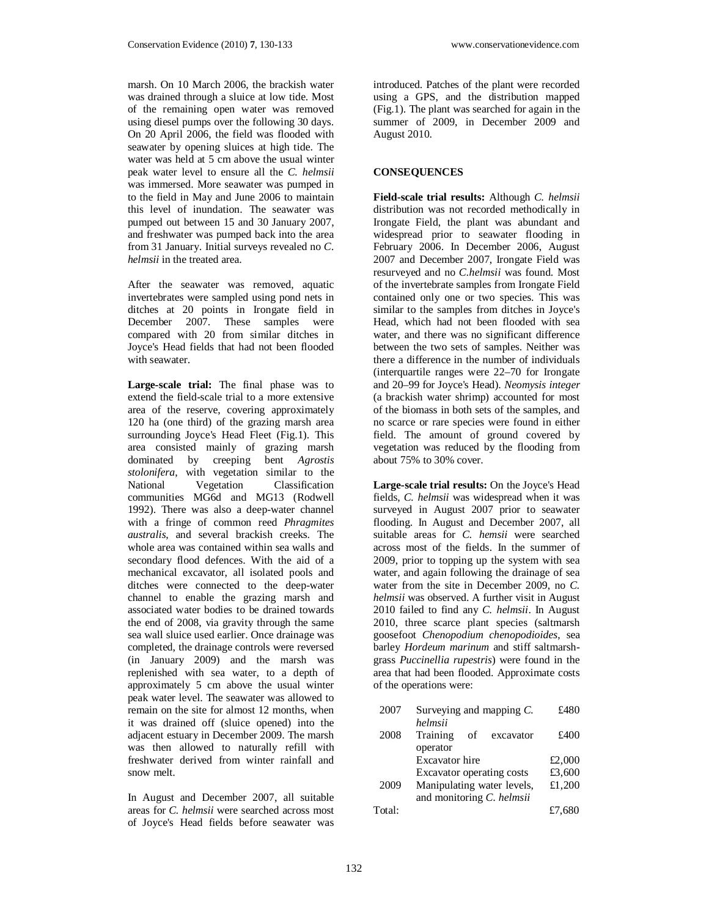marsh. On 10 March 2006, the brackish water was drained through a sluice at low tide. Most of the remaining open water was removed using diesel pumps over the following 30 days. On 20 April 2006, the field was flooded with seawater by opening sluices at high tide. The water was held at 5 cm above the usual winter peak water level to ensure all the *C. helmsii* was immersed. More seawater was pumped in to the field in May and June 2006 to maintain this level of inundation. The seawater was pumped out between 15 and 30 January 2007, and freshwater was pumped back into the area from 31 January. Initial surveys revealed no *C. helmsii* in the treated area.

After the seawater was removed, aquatic invertebrates were sampled using pond nets in ditches at 20 points in Irongate field in December 2007. These samples were compared with 20 from similar ditches in Joyce's Head fields that had not been flooded with seawater.

**Large-scale trial:** The final phase was to extend the field-scale trial to a more extensive area of the reserve, covering approximately 120 ha (one third) of the grazing marsh area surrounding Joyce's Head Fleet (Fig.1). This area consisted mainly of grazing marsh dominated by creeping bent *Agrostis stolonifera*, with vegetation similar to the National Vegetation Classification communities MG6d and MG13 (Rodwell 1992). There was also a deep-water channel with a fringe of common reed *Phragmites australis*, and several brackish creeks. The whole area was contained within sea walls and secondary flood defences. With the aid of a mechanical excavator, all isolated pools and ditches were connected to the deep-water channel to enable the grazing marsh and associated water bodies to be drained towards the end of 2008, via gravity through the same sea wall sluice used earlier. Once drainage was completed, the drainage controls were reversed (in January 2009) and the marsh was replenished with sea water, to a depth of approximately 5 cm above the usual winter peak water level. The seawater was allowed to remain on the site for almost 12 months, when it was drained off (sluice opened) into the adjacent estuary in December 2009. The marsh was then allowed to naturally refill with freshwater derived from winter rainfall and snow melt.

In August and December 2007, all suitable areas for *C. helmsii* were searched across most of Joyce's Head fields before seawater was introduced. Patches of the plant were recorded using a GPS, and the distribution mapped (Fig.1). The plant was searched for again in the summer of 2009, in December 2009 and August 2010.

## CONSEQUENCES

**Field-scale trial results:** Although *C. helmsii* distribution was not recorded methodically in Irongate Field, the plant was abundant and widespread prior to seawater flooding in February 2006. In December 2006, August 2007 and December 2007, Irongate Field was resurveyed and no *C.helmsii* was found. Most of the invertebrate samples from Irongate Field contained only one or two species. This was similar to the samples from ditches in Joyce's Head, which had not been flooded with sea water, and there was no significant difference between the two sets of samples. Neither was there a difference in the number of individuals (interquartile ranges were 22–70 for Irongate and 20–99 for Joyce's Head). *Neomysis integer* (a brackish water shrimp) accounted for most of the biomass in both sets of the samples, and no scarce or rare species were found in either field. The amount of ground covered by vegetation was reduced by the flooding from about 75% to 30% cover.

**Large-scale trial results:** On the Joyce's Head fields, *C. helmsii* was widespread when it was surveyed in August 2007 prior to seawater flooding. In August and December 2007, all suitable areas for *C. hemsii* were searched across most of the fields. In the summer of 2009, prior to topping up the system with sea water, and again following the drainage of sea water from the site in December 2009, no *C. helmsii* was observed. A further visit in August 2010 failed to find any *C. helmsii*. In August 2010, three scarce plant species (saltmarsh goosefoot *Chenopodium chenopodioides*, sea barley *Hordeum marinum* and stiff saltmarsh-grass *Puccinellia rupestris*) were found in the area that had been flooded. Approximate costs of the operations were:

| | | |
|---|---|---|
| 2007 | Surveying and mapping *C. helmsii* | £480 |
| 2008 | Training of excavator operator | £400 |
| | Excavator hire | £2,000 |
| | Excavator operating costs | £3,600 |
| 2009 | Manipulating water levels, and monitoring *C. helmsii* | £1,200 |
| Total: | | £7,680 |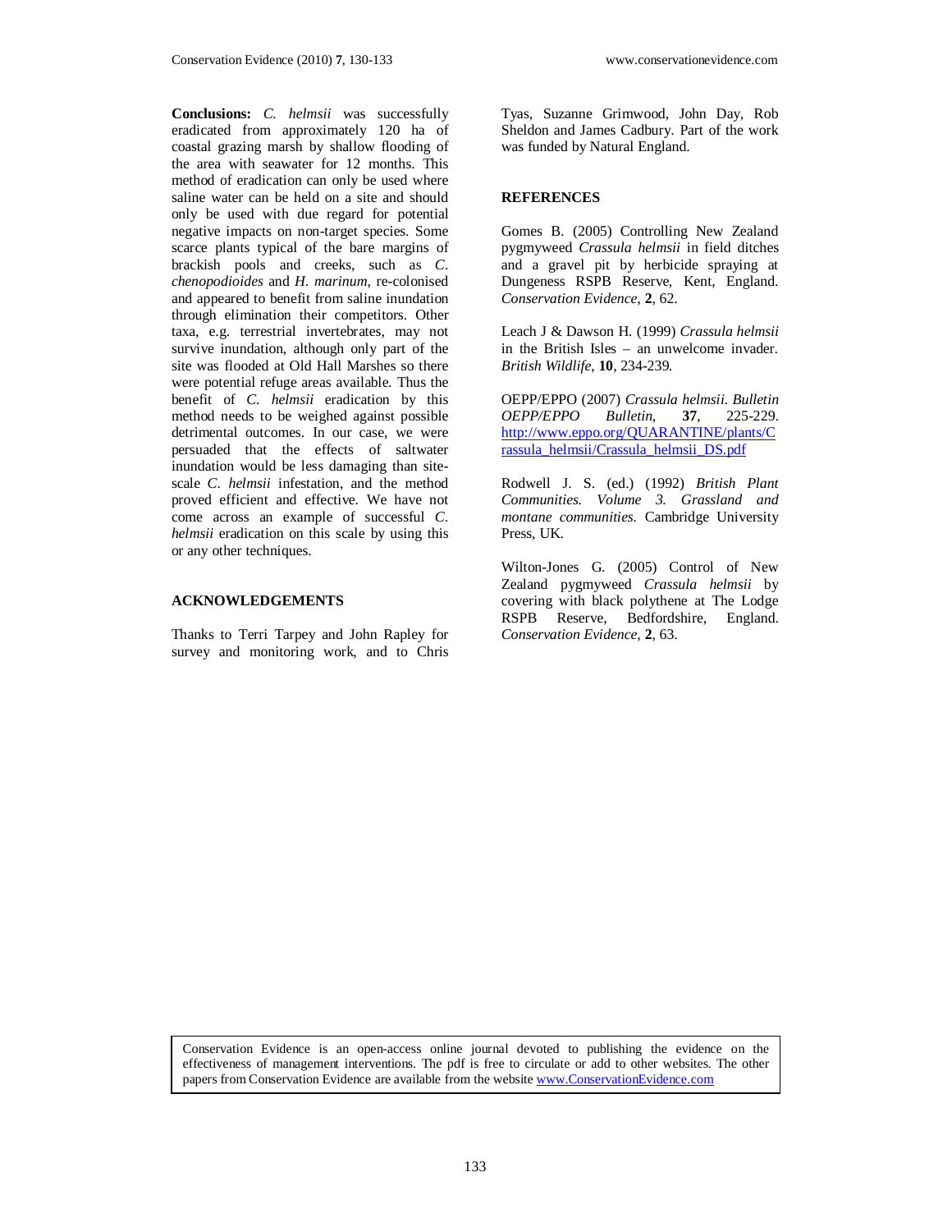**Conclusions:** *C. helmsii* was successfully eradicated from approximately 120 ha of coastal grazing marsh by shallow flooding of the area with seawater for 12 months. This method of eradication can only be used where saline water can be held on a site and should only be used with due regard for potential negative impacts on non-target species. Some scarce plants typical of the bare margins of brackish pools and creeks, such as *C. chenopodioides* and *H. marinum*, re-colonised and appeared to benefit from saline inundation through elimination their competitors. Other taxa, e.g. terrestrial invertebrates, may not survive inundation, although only part of the site was flooded at Old Hall Marshes so there were potential refuge areas available. Thus the benefit of *C. helmsii* eradication by this method needs to be weighed against possible detrimental outcomes. In our case, we were persuaded that the effects of saltwater inundation would be less damaging than site-scale *C. helmsii* infestation, and the method proved efficient and effective. We have not come across an example of successful *C. helmsii* eradication on this scale by using this or any other techniques.

## ACKNOWLEDGEMENTS

Thanks to Terri Tarpey and John Rapley for survey and monitoring work, and to Chris Tyas, Suzanne Grimwood, John Day, Rob Sheldon and James Cadbury. Part of the work was funded by Natural England.

## REFERENCES

Gomes B. (2005) Controlling New Zealand pygmyweed *Crassula helmsii* in field ditches and a gravel pit by herbicide spraying at Dungeness RSPB Reserve, Kent, England. *Conservation Evidence*, **2**, 62.

Leach J & Dawson H. (1999) *Crassula helmsii* in the British Isles – an unwelcome invader. *British Wildlife*, **10**, 234-239.

OEPP/EPPO (2007) *Crassula helmsii. Bulletin OEPP/EPPO Bulletin*, **37**, 225-229. http://www.eppo.org/QUARANTINE/plants/Crassula_helmsii/Crassula_helmsii_DS.pdf

Rodwell J. S. (ed.) (1992) *British Plant Communities. Volume 3. Grassland and montane communities.* Cambridge University Press, UK.

Wilton-Jones G. (2005) Control of New Zealand pygmyweed *Crassula helmsii* by covering with black polythene at The Lodge RSPB Reserve, Bedfordshire, England. *Conservation Evidence*, **2**, 63.

Conservation Evidence is an open-access online journal devoted to publishing the evidence on the effectiveness of management interventions. The pdf is free to circulate or add to other websites. The other papers from Conservation Evidence are available from the website www.ConservationEvidence.com